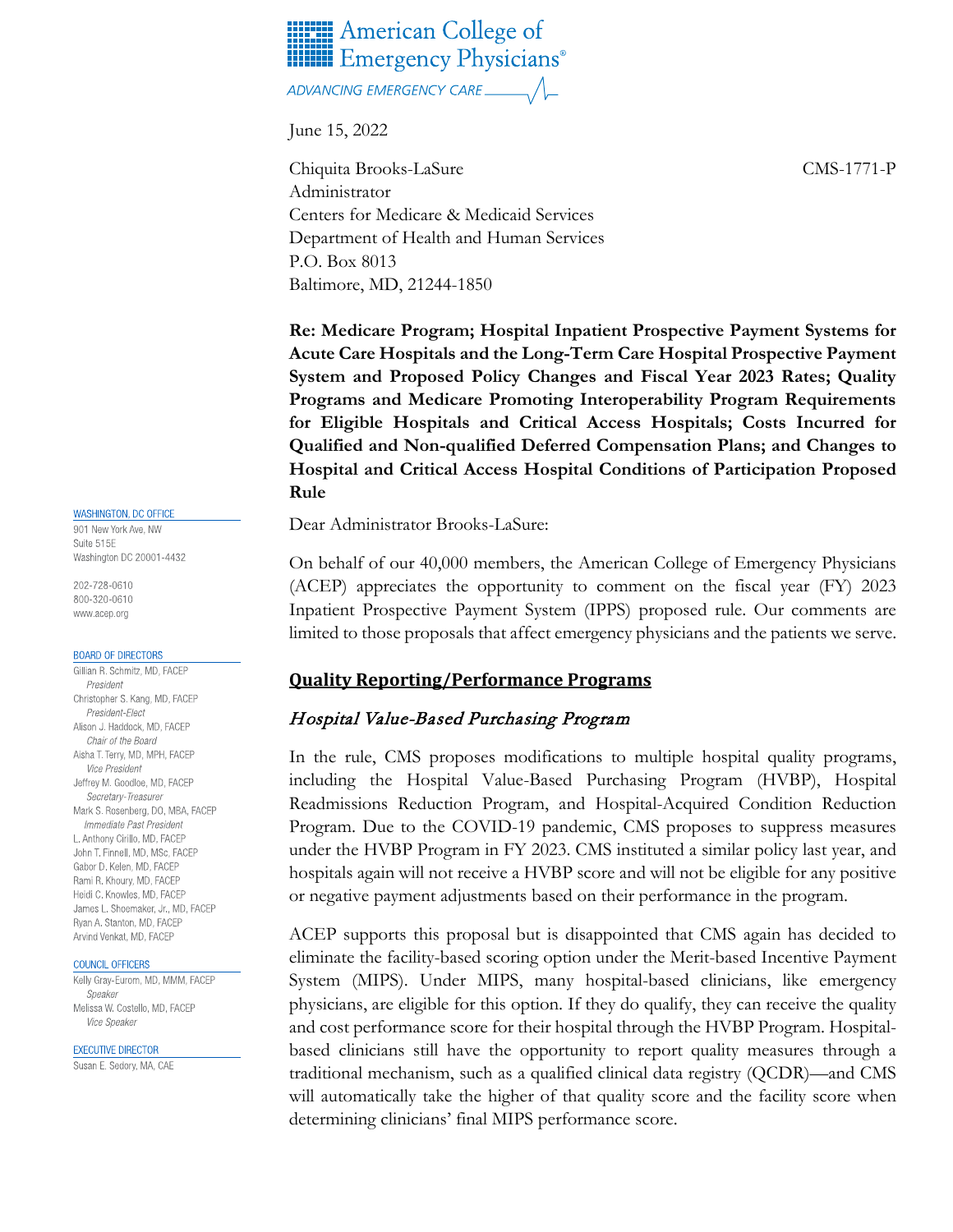American College of Emergency Physicians®

ADVANCING EMERGENCY CARE

June 15, 2022

Chiquita Brooks-LaSure
Administrator
Centers for Medicare & Medicaid Services
Department of Health and Human Services
P.O. Box 8013
Baltimore, MD, 21244-1850

CMS-1771-P

WASHINGTON, DC OFFICE
901 New York Ave, NW
Suite 515E
Washington DC 20001-4432

202-728-0610
800-320-0610
www.acep.org

BOARD OF DIRECTORS
Gillian R. Schmitz, MD, FACEP
*President*
Christopher S. Kang, MD, FACEP
*President-Elect*
Alison J. Haddock, MD, FACEP
*Chair of the Board*
Aisha T. Terry, MD, MPH, FACEP
*Vice President*
Jeffrey M. Goodloe, MD, FACEP
*Secretary-Treasurer*
Mark S. Rosenberg, DO, MBA, FACEP
*Immediate Past President*
L. Anthony Cirillo, MD, FACEP
John T. Finnell, MD, MSc, FACEP
Gabor D. Kelen, MD, FACEP
Rami R. Khoury, MD, FACEP
Heidi C. Knowles, MD, FACEP
James L. Shoemaker, Jr., MD, FACEP
Ryan A. Stanton, MD, FACEP
Arvind Venkat, MD, FACEP

COUNCIL OFFICERS
Kelly Gray-Eurom, MD, MMM, FACEP
*Speaker*
Melissa W. Costello, MD, FACEP
*Vice Speaker*

EXECUTIVE DIRECTOR
Susan E. Sedory, MA, CAE

**Re: Medicare Program; Hospital Inpatient Prospective Payment Systems for Acute Care Hospitals and the Long-Term Care Hospital Prospective Payment System and Proposed Policy Changes and Fiscal Year 2023 Rates; Quality Programs and Medicare Promoting Interoperability Program Requirements for Eligible Hospitals and Critical Access Hospitals; Costs Incurred for Qualified and Non-qualified Deferred Compensation Plans; and Changes to Hospital and Critical Access Hospital Conditions of Participation Proposed Rule**

Dear Administrator Brooks-LaSure:

On behalf of our 40,000 members, the American College of Emergency Physicians (ACEP) appreciates the opportunity to comment on the fiscal year (FY) 2023 Inpatient Prospective Payment System (IPPS) proposed rule. Our comments are limited to those proposals that affect emergency physicians and the patients we serve.

## Quality Reporting/Performance Programs

### *Hospital Value-Based Purchasing Program*

In the rule, CMS proposes modifications to multiple hospital quality programs, including the Hospital Value-Based Purchasing Program (HVBP), Hospital Readmissions Reduction Program, and Hospital-Acquired Condition Reduction Program. Due to the COVID-19 pandemic, CMS proposes to suppress measures under the HVBP Program in FY 2023. CMS instituted a similar policy last year, and hospitals again will not receive a HVBP score and will not be eligible for any positive or negative payment adjustments based on their performance in the program.

ACEP supports this proposal but is disappointed that CMS again has decided to eliminate the facility-based scoring option under the Merit-based Incentive Payment System (MIPS). Under MIPS, many hospital-based clinicians, like emergency physicians, are eligible for this option. If they do qualify, they can receive the quality and cost performance score for their hospital through the HVBP Program. Hospital-based clinicians still have the opportunity to report quality measures through a traditional mechanism, such as a qualified clinical data registry (QCDR)—and CMS will automatically take the higher of that quality score and the facility score when determining clinicians' final MIPS performance score.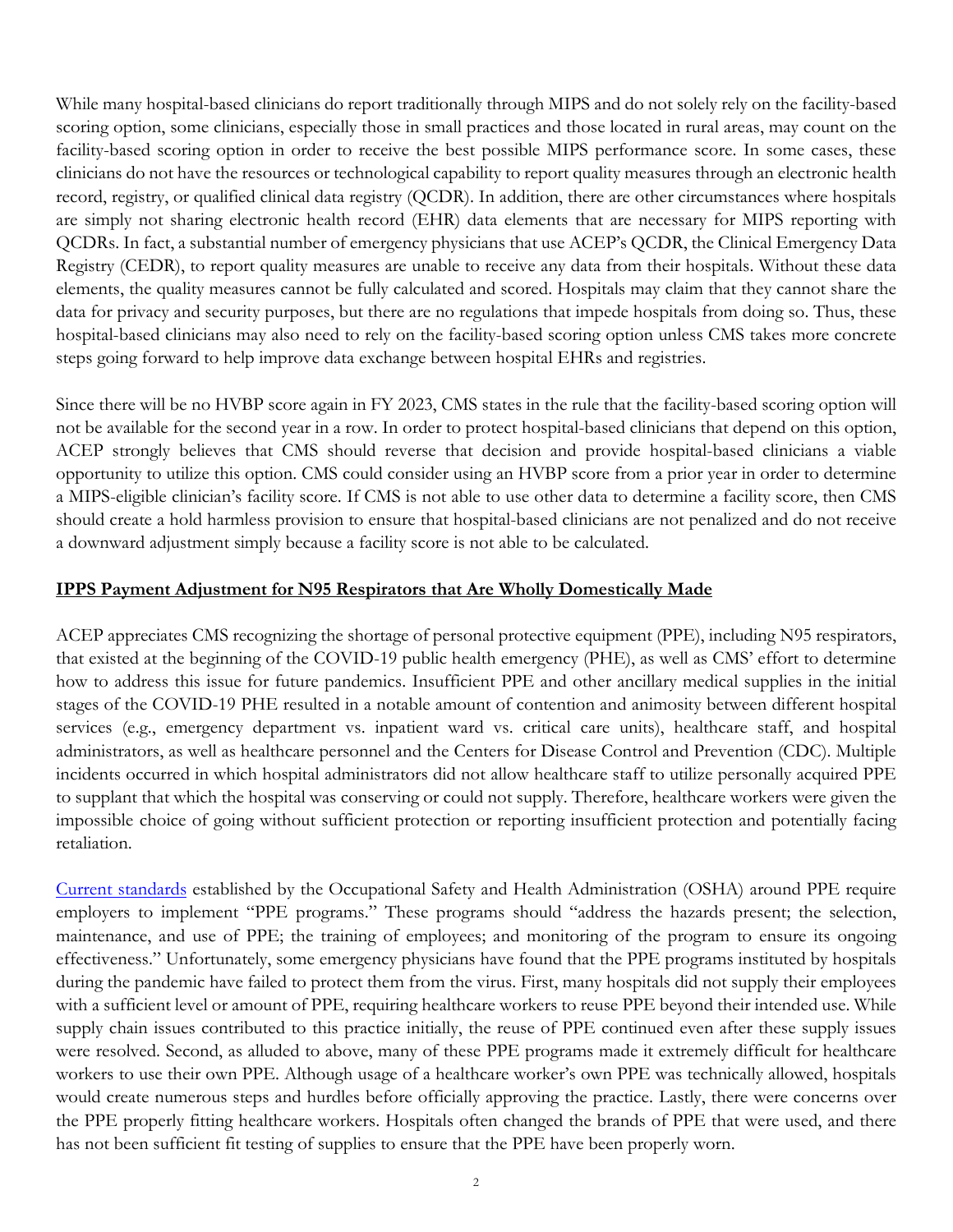While many hospital-based clinicians do report traditionally through MIPS and do not solely rely on the facility-based scoring option, some clinicians, especially those in small practices and those located in rural areas, may count on the facility-based scoring option in order to receive the best possible MIPS performance score. In some cases, these clinicians do not have the resources or technological capability to report quality measures through an electronic health record, registry, or qualified clinical data registry (QCDR). In addition, there are other circumstances where hospitals are simply not sharing electronic health record (EHR) data elements that are necessary for MIPS reporting with QCDRs. In fact, a substantial number of emergency physicians that use ACEP's QCDR, the Clinical Emergency Data Registry (CEDR), to report quality measures are unable to receive any data from their hospitals. Without these data elements, the quality measures cannot be fully calculated and scored. Hospitals may claim that they cannot share the data for privacy and security purposes, but there are no regulations that impede hospitals from doing so. Thus, these hospital-based clinicians may also need to rely on the facility-based scoring option unless CMS takes more concrete steps going forward to help improve data exchange between hospital EHRs and registries.

Since there will be no HVBP score again in FY 2023, CMS states in the rule that the facility-based scoring option will not be available for the second year in a row. In order to protect hospital-based clinicians that depend on this option, ACEP strongly believes that CMS should reverse that decision and provide hospital-based clinicians a viable opportunity to utilize this option. CMS could consider using an HVBP score from a prior year in order to determine a MIPS-eligible clinician's facility score. If CMS is not able to use other data to determine a facility score, then CMS should create a hold harmless provision to ensure that hospital-based clinicians are not penalized and do not receive a downward adjustment simply because a facility score is not able to be calculated.

## IPPS Payment Adjustment for N95 Respirators that Are Wholly Domestically Made

ACEP appreciates CMS recognizing the shortage of personal protective equipment (PPE), including N95 respirators, that existed at the beginning of the COVID-19 public health emergency (PHE), as well as CMS' effort to determine how to address this issue for future pandemics. Insufficient PPE and other ancillary medical supplies in the initial stages of the COVID-19 PHE resulted in a notable amount of contention and animosity between different hospital services (e.g., emergency department vs. inpatient ward vs. critical care units), healthcare staff, and hospital administrators, as well as healthcare personnel and the Centers for Disease Control and Prevention (CDC). Multiple incidents occurred in which hospital administrators did not allow healthcare staff to utilize personally acquired PPE to supplant that which the hospital was conserving or could not supply. Therefore, healthcare workers were given the impossible choice of going without sufficient protection or reporting insufficient protection and potentially facing retaliation.

Current standards established by the Occupational Safety and Health Administration (OSHA) around PPE require employers to implement "PPE programs." These programs should "address the hazards present; the selection, maintenance, and use of PPE; the training of employees; and monitoring of the program to ensure its ongoing effectiveness." Unfortunately, some emergency physicians have found that the PPE programs instituted by hospitals during the pandemic have failed to protect them from the virus. First, many hospitals did not supply their employees with a sufficient level or amount of PPE, requiring healthcare workers to reuse PPE beyond their intended use. While supply chain issues contributed to this practice initially, the reuse of PPE continued even after these supply issues were resolved. Second, as alluded to above, many of these PPE programs made it extremely difficult for healthcare workers to use their own PPE. Although usage of a healthcare worker's own PPE was technically allowed, hospitals would create numerous steps and hurdles before officially approving the practice. Lastly, there were concerns over the PPE properly fitting healthcare workers. Hospitals often changed the brands of PPE that were used, and there has not been sufficient fit testing of supplies to ensure that the PPE have been properly worn.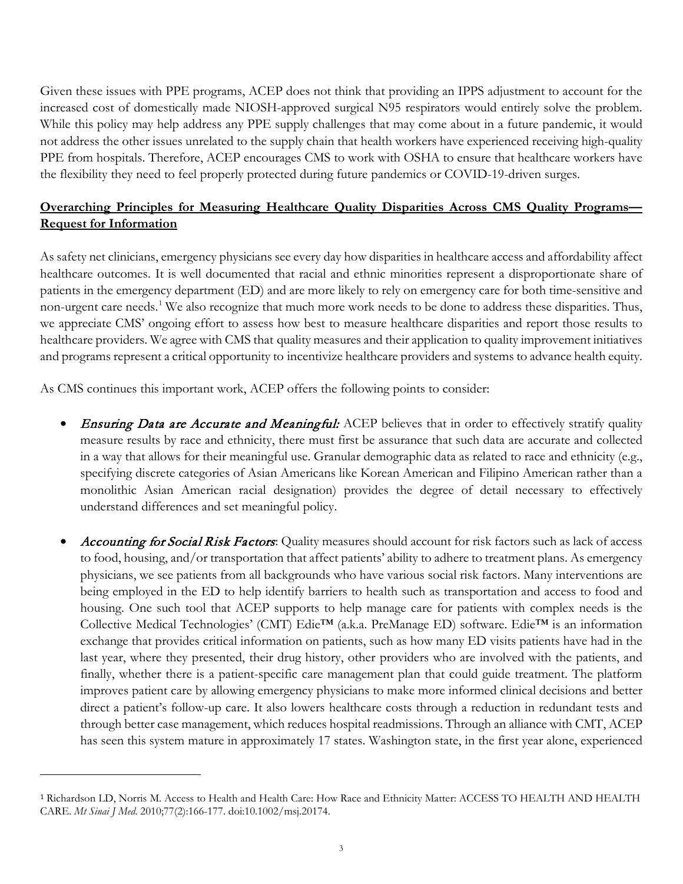Given these issues with PPE programs, ACEP does not think that providing an IPPS adjustment to account for the increased cost of domestically made NIOSH-approved surgical N95 respirators would entirely solve the problem. While this policy may help address any PPE supply challenges that may come about in a future pandemic, it would not address the other issues unrelated to the supply chain that health workers have experienced receiving high-quality PPE from hospitals. Therefore, ACEP encourages CMS to work with OSHA to ensure that healthcare workers have the flexibility they need to feel properly protected during future pandemics or COVID-19-driven surges.

**<u>Overarching Principles for Measuring Healthcare Quality Disparities Across CMS Quality Programs—Request for Information</u>**

As safety net clinicians, emergency physicians see every day how disparities in healthcare access and affordability affect healthcare outcomes. It is well documented that racial and ethnic minorities represent a disproportionate share of patients in the emergency department (ED) and are more likely to rely on emergency care for both time-sensitive and non-urgent care needs.[1] We also recognize that much more work needs to be done to address these disparities. Thus, we appreciate CMS' ongoing effort to assess how best to measure healthcare disparities and report those results to healthcare providers. We agree with CMS that quality measures and their application to quality improvement initiatives and programs represent a critical opportunity to incentivize healthcare providers and systems to advance health equity.

As CMS continues this important work, ACEP offers the following points to consider:

- *Ensuring Data are Accurate and Meaningful:* ACEP believes that in order to effectively stratify quality measure results by race and ethnicity, there must first be assurance that such data are accurate and collected in a way that allows for their meaningful use. Granular demographic data as related to race and ethnicity (e.g., specifying discrete categories of Asian Americans like Korean American and Filipino American rather than a monolithic Asian American racial designation) provides the degree of detail necessary to effectively understand differences and set meaningful policy.

- *Accounting for Social Risk Factors*: Quality measures should account for risk factors such as lack of access to food, housing, and/or transportation that affect patients' ability to adhere to treatment plans. As emergency physicians, we see patients from all backgrounds who have various social risk factors. Many interventions are being employed in the ED to help identify barriers to health such as transportation and access to food and housing. One such tool that ACEP supports to help manage care for patients with complex needs is the Collective Medical Technologies' (CMT) Edie™ (a.k.a. PreManage ED) software. Edie™ is an information exchange that provides critical information on patients, such as how many ED visits patients have had in the last year, where they presented, their drug history, other providers who are involved with the patients, and finally, whether there is a patient-specific care management plan that could guide treatment. The platform improves patient care by allowing emergency physicians to make more informed clinical decisions and better direct a patient's follow-up care. It also lowers healthcare costs through a reduction in redundant tests and through better case management, which reduces hospital readmissions. Through an alliance with CMT, ACEP has seen this system mature in approximately 17 states. Washington state, in the first year alone, experienced

---

[1] Richardson LD, Norris M. Access to Health and Health Care: How Race and Ethnicity Matter: ACCESS TO HEALTH AND HEALTH CARE. *Mt Sinai J Med*. 2010;77(2):166-177. doi:10.1002/msj.20174.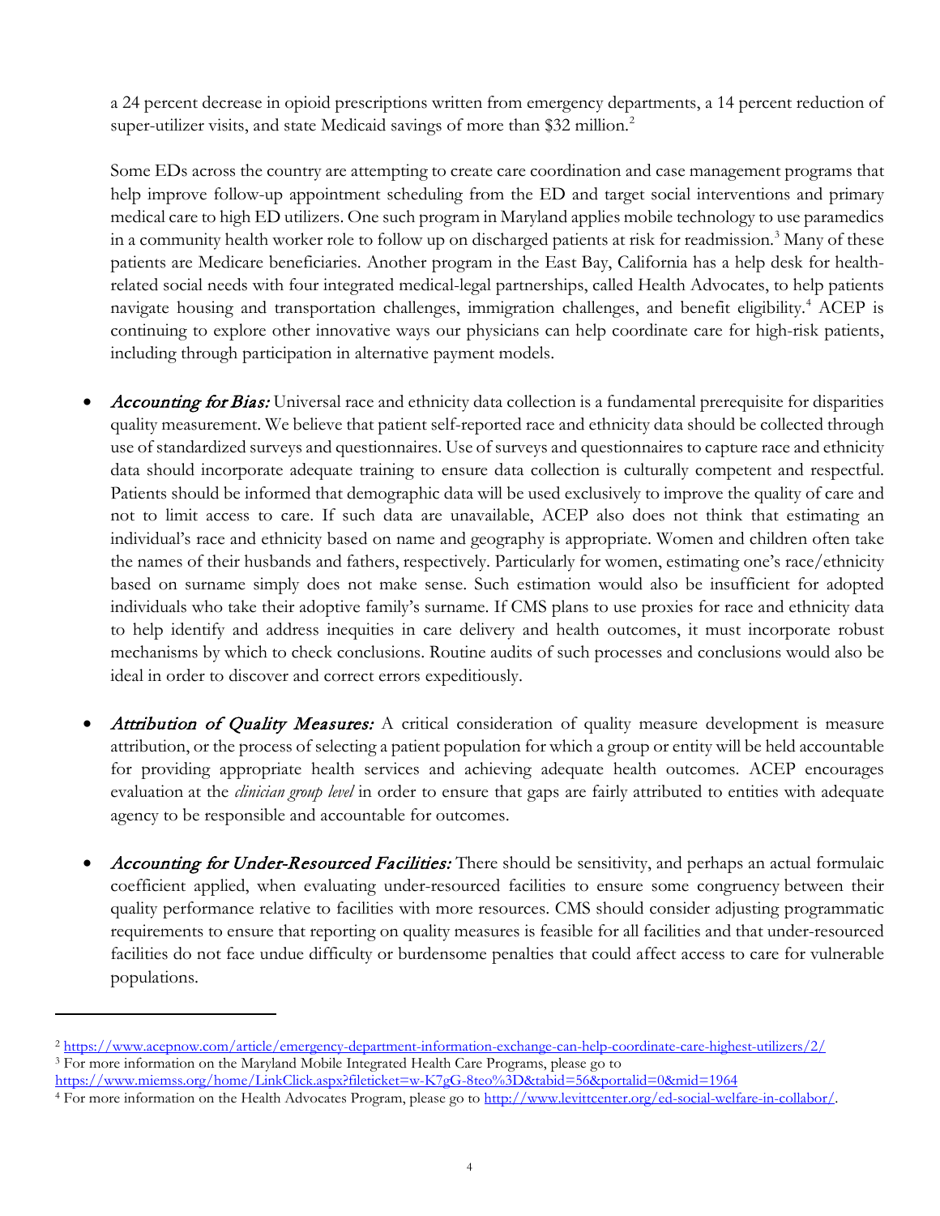a 24 percent decrease in opioid prescriptions written from emergency departments, a 14 percent reduction of super-utilizer visits, and state Medicaid savings of more than $32 million.[2]

Some EDs across the country are attempting to create care coordination and case management programs that help improve follow-up appointment scheduling from the ED and target social interventions and primary medical care to high ED utilizers. One such program in Maryland applies mobile technology to use paramedics in a community health worker role to follow up on discharged patients at risk for readmission.[3] Many of these patients are Medicare beneficiaries. Another program in the East Bay, California has a help desk for health-related social needs with four integrated medical-legal partnerships, called Health Advocates, to help patients navigate housing and transportation challenges, immigration challenges, and benefit eligibility.[4] ACEP is continuing to explore other innovative ways our physicians can help coordinate care for high-risk patients, including through participation in alternative payment models.

- *Accounting for Bias:* Universal race and ethnicity data collection is a fundamental prerequisite for disparities quality measurement. We believe that patient self-reported race and ethnicity data should be collected through use of standardized surveys and questionnaires. Use of surveys and questionnaires to capture race and ethnicity data should incorporate adequate training to ensure data collection is culturally competent and respectful. Patients should be informed that demographic data will be used exclusively to improve the quality of care and not to limit access to care. If such data are unavailable, ACEP also does not think that estimating an individual's race and ethnicity based on name and geography is appropriate. Women and children often take the names of their husbands and fathers, respectively. Particularly for women, estimating one's race/ethnicity based on surname simply does not make sense. Such estimation would also be insufficient for adopted individuals who take their adoptive family's surname. If CMS plans to use proxies for race and ethnicity data to help identify and address inequities in care delivery and health outcomes, it must incorporate robust mechanisms by which to check conclusions. Routine audits of such processes and conclusions would also be ideal in order to discover and correct errors expeditiously.

- *Attribution of Quality Measures:* A critical consideration of quality measure development is measure attribution, or the process of selecting a patient population for which a group or entity will be held accountable for providing appropriate health services and achieving adequate health outcomes. ACEP encourages evaluation at the *clinician group level* in order to ensure that gaps are fairly attributed to entities with adequate agency to be responsible and accountable for outcomes.

- *Accounting for Under-Resourced Facilities:* There should be sensitivity, and perhaps an actual formulaic coefficient applied, when evaluating under-resourced facilities to ensure some congruency between their quality performance relative to facilities with more resources. CMS should consider adjusting programmatic requirements to ensure that reporting on quality measures is feasible for all facilities and that under-resourced facilities do not face undue difficulty or burdensome penalties that could affect access to care for vulnerable populations.

---

[2] https://www.acepnow.com/article/emergency-department-information-exchange-can-help-coordinate-care-highest-utilizers/2/

[3] For more information on the Maryland Mobile Integrated Health Care Programs, please go to https://www.miemss.org/home/LinkClick.aspx?fileticket=w-K7gG-8teo%3D&tabid=56&portalid=0&mid=1964

[4] For more information on the Health Advocates Program, please go to http://www.levittcenter.org/ed-social-welfare-in-collabor/.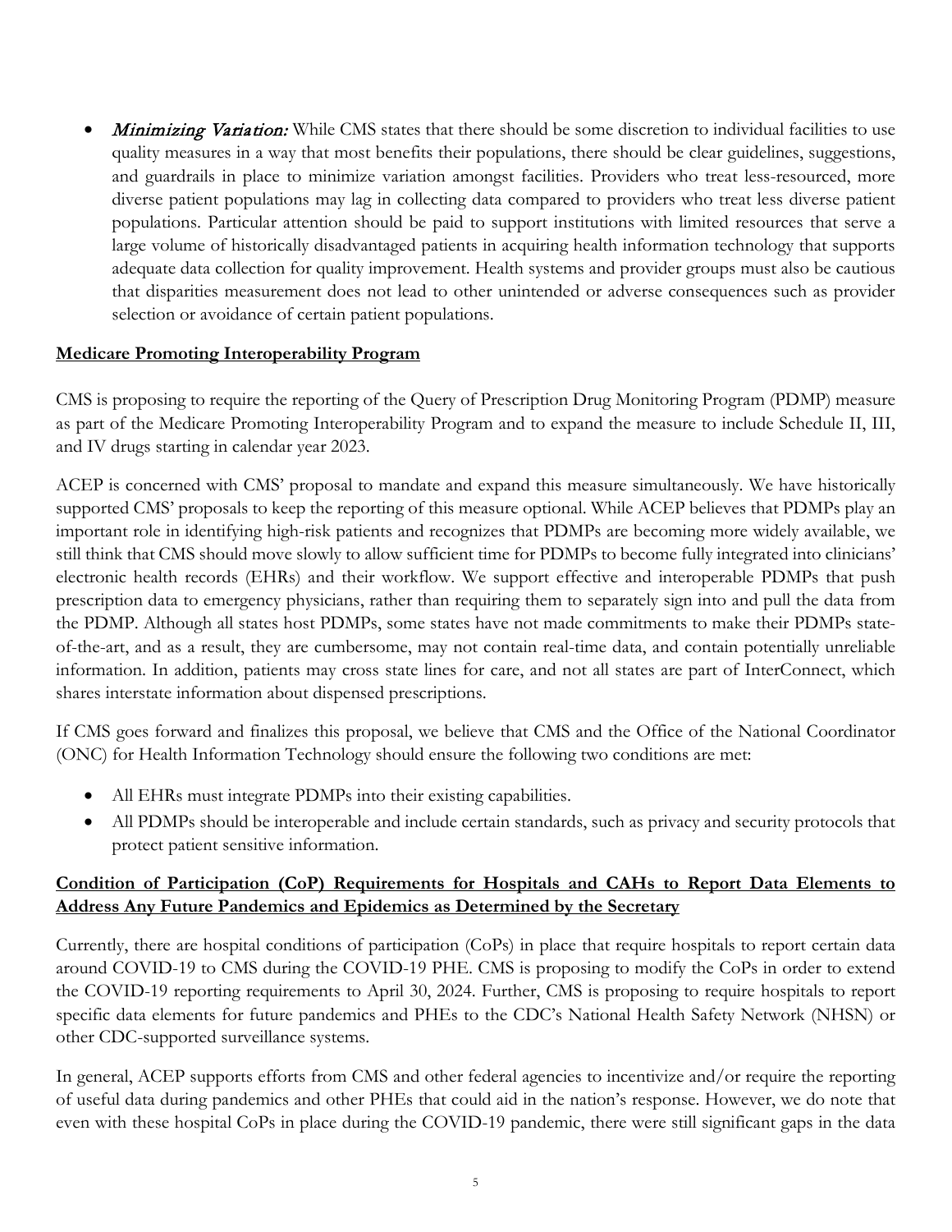- *Minimizing Variation:* While CMS states that there should be some discretion to individual facilities to use quality measures in a way that most benefits their populations, there should be clear guidelines, suggestions, and guardrails in place to minimize variation amongst facilities. Providers who treat less-resourced, more diverse patient populations may lag in collecting data compared to providers who treat less diverse patient populations. Particular attention should be paid to support institutions with limited resources that serve a large volume of historically disadvantaged patients in acquiring health information technology that supports adequate data collection for quality improvement. Health systems and provider groups must also be cautious that disparities measurement does not lead to other unintended or adverse consequences such as provider selection or avoidance of certain patient populations.

**Medicare Promoting Interoperability Program**

CMS is proposing to require the reporting of the Query of Prescription Drug Monitoring Program (PDMP) measure as part of the Medicare Promoting Interoperability Program and to expand the measure to include Schedule II, III, and IV drugs starting in calendar year 2023.

ACEP is concerned with CMS' proposal to mandate and expand this measure simultaneously. We have historically supported CMS' proposals to keep the reporting of this measure optional. While ACEP believes that PDMPs play an important role in identifying high-risk patients and recognizes that PDMPs are becoming more widely available, we still think that CMS should move slowly to allow sufficient time for PDMPs to become fully integrated into clinicians' electronic health records (EHRs) and their workflow. We support effective and interoperable PDMPs that push prescription data to emergency physicians, rather than requiring them to separately sign into and pull the data from the PDMP. Although all states host PDMPs, some states have not made commitments to make their PDMPs state-of-the-art, and as a result, they are cumbersome, may not contain real-time data, and contain potentially unreliable information. In addition, patients may cross state lines for care, and not all states are part of InterConnect, which shares interstate information about dispensed prescriptions.

If CMS goes forward and finalizes this proposal, we believe that CMS and the Office of the National Coordinator (ONC) for Health Information Technology should ensure the following two conditions are met:

- All EHRs must integrate PDMPs into their existing capabilities.
- All PDMPs should be interoperable and include certain standards, such as privacy and security protocols that protect patient sensitive information.

**Condition of Participation (CoP) Requirements for Hospitals and CAHs to Report Data Elements to Address Any Future Pandemics and Epidemics as Determined by the Secretary**

Currently, there are hospital conditions of participation (CoPs) in place that require hospitals to report certain data around COVID-19 to CMS during the COVID-19 PHE. CMS is proposing to modify the CoPs in order to extend the COVID-19 reporting requirements to April 30, 2024. Further, CMS is proposing to require hospitals to report specific data elements for future pandemics and PHEs to the CDC's National Health Safety Network (NHSN) or other CDC-supported surveillance systems.

In general, ACEP supports efforts from CMS and other federal agencies to incentivize and/or require the reporting of useful data during pandemics and other PHEs that could aid in the nation's response. However, we do note that even with these hospital CoPs in place during the COVID-19 pandemic, there were still significant gaps in the data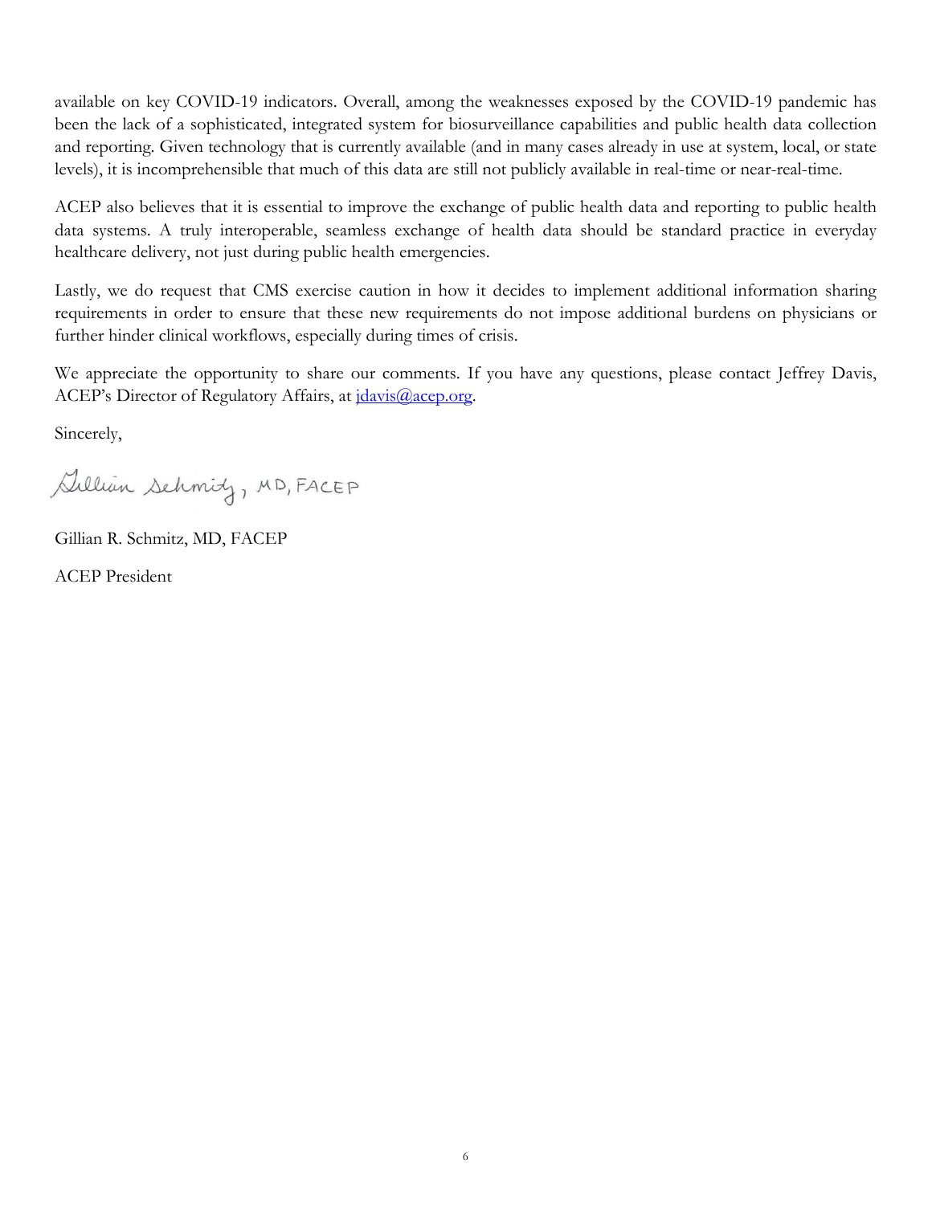available on key COVID-19 indicators. Overall, among the weaknesses exposed by the COVID-19 pandemic has been the lack of a sophisticated, integrated system for biosurveillance capabilities and public health data collection and reporting. Given technology that is currently available (and in many cases already in use at system, local, or state levels), it is incomprehensible that much of this data are still not publicly available in real-time or near-real-time.

ACEP also believes that it is essential to improve the exchange of public health data and reporting to public health data systems. A truly interoperable, seamless exchange of health data should be standard practice in everyday healthcare delivery, not just during public health emergencies.

Lastly, we do request that CMS exercise caution in how it decides to implement additional information sharing requirements in order to ensure that these new requirements do not impose additional burdens on physicians or further hinder clinical workflows, especially during times of crisis.

We appreciate the opportunity to share our comments. If you have any questions, please contact Jeffrey Davis, ACEP's Director of Regulatory Affairs, at jdavis@acep.org.

Sincerely,

Gillian Schmitz, MD, FACEP

Gillian R. Schmitz, MD, FACEP

ACEP President